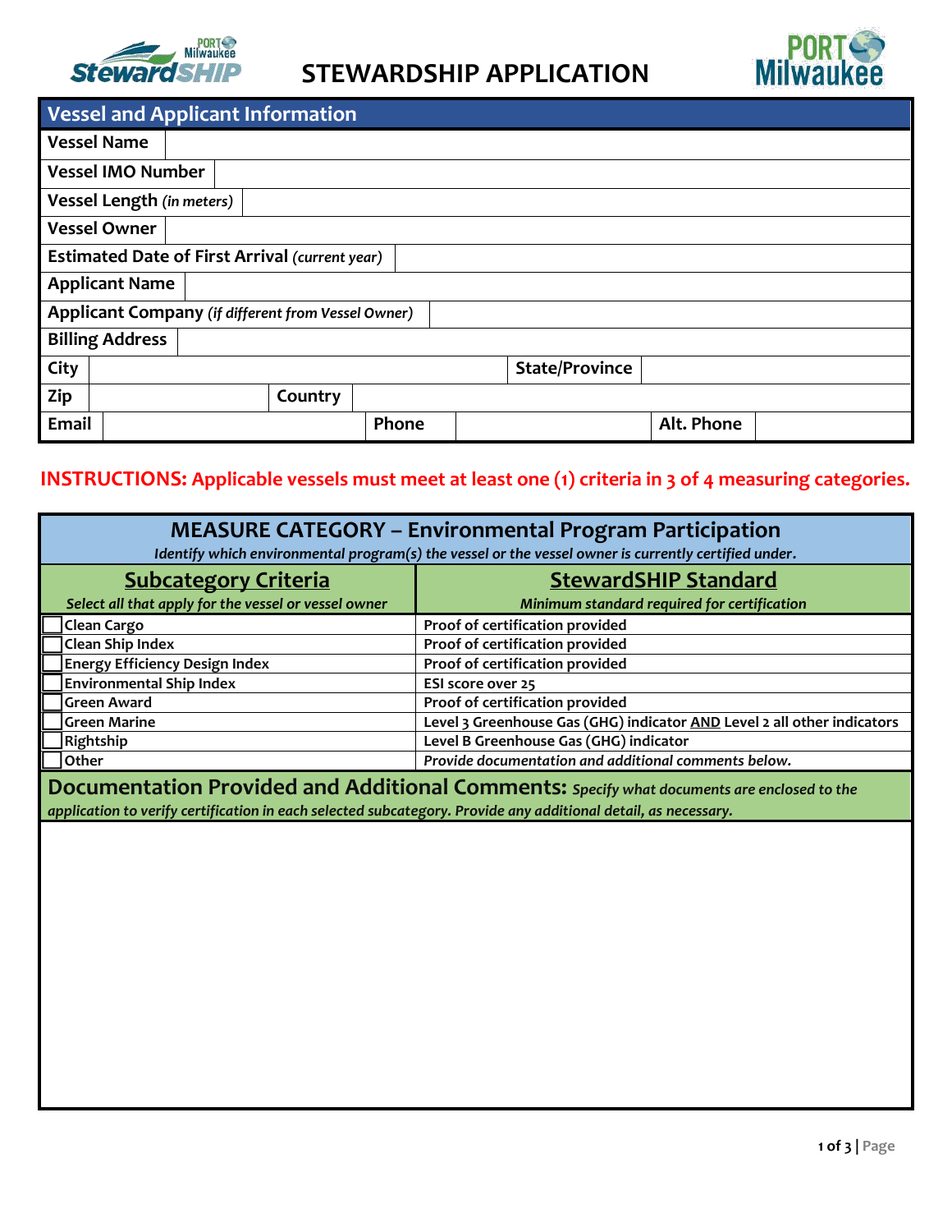# STEWARDSHIP APPLICATION

| Vessel and Applicant Information | | | |
|---|---|---|---|
| **Vessel Name** | | | |
| **Vessel IMO Number** | | | |
| **Vessel Length** *(in meters)* | | | |
| **Vessel Owner** | | | |
| **Estimated Date of First Arrival** *(current year)* | | | |
| **Applicant Name** | | | |
| **Applicant Company** *(if different from Vessel Owner)* | | | |
| **Billing Address** | | | |
| **City** | | **State/Province** | |
| **Zip** | | **Country** | |
| **Email** | | **Phone** | |
| **Alt. Phone** | | | |

**INSTRUCTIONS: Applicable vessels must meet at least one (1) criteria in 3 of 4 measuring categories.**

## MEASURE CATEGORY – Environmental Program Participation

*Identify which environmental program(s) the vessel or the vessel owner is currently certified under.*

| **Subcategory Criteria**<br>*Select all that apply for the vessel or vessel owner* | **StewardSHIP Standard**<br>*Minimum standard required for certification* |
|---|---|
| ☐ Clean Cargo | Proof of certification provided |
| ☐ Clean Ship Index | Proof of certification provided |
| ☐ Energy Efficiency Design Index | Proof of certification provided |
| ☐ Environmental Ship Index | ESI score over 25 |
| ☐ Green Award | Proof of certification provided |
| ☐ Green Marine | Level 3 Greenhouse Gas (GHG) indicator AND Level 2 all other indicators |
| ☐ Rightship | Level B Greenhouse Gas (GHG) indicator |
| ☐ Other | *Provide documentation and additional comments below.* |

**Documentation Provided and Additional Comments:** *Specify what documents are enclosed to the application to verify certification in each selected subcategory. Provide any additional detail, as necessary.*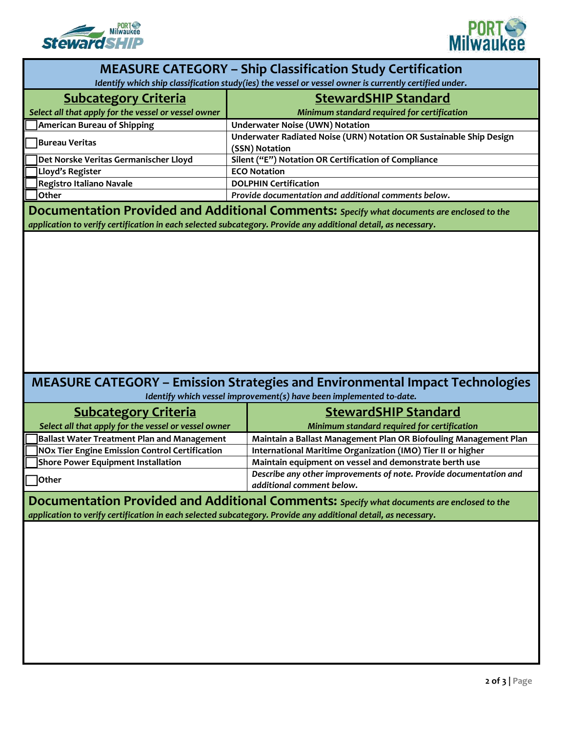## MEASURE CATEGORY – Ship Classification Study Certification

*Identify which ship classification study(ies) the vessel or vessel owner is currently certified under.*

| Subcategory Criteria<br>*Select all that apply for the vessel or vessel owner* | StewardSHIP Standard<br>*Minimum standard required for certification* |
|---|---|
| ☐ American Bureau of Shipping | Underwater Noise (UWN) Notation |
| ☐ Bureau Veritas | Underwater Radiated Noise (URN) Notation OR Sustainable Ship Design (SSN) Notation |
| ☐ Det Norske Veritas Germanischer Lloyd | Silent ("E") Notation OR Certification of Compliance |
| ☐ Lloyd's Register | ECO Notation |
| ☐ Registro Italiano Navale | DOLPHIN Certification |
| ☐ Other | *Provide documentation and additional comments below.* |

**Documentation Provided and Additional Comments:** *Specify what documents are enclosed to the application to verify certification in each selected subcategory. Provide any additional detail, as necessary.*

## MEASURE CATEGORY – Emission Strategies and Environmental Impact Technologies

*Identify which vessel improvement(s) have been implemented to-date.*

| Subcategory Criteria<br>*Select all that apply for the vessel or vessel owner* | StewardSHIP Standard<br>*Minimum standard required for certification* |
|---|---|
| ☐ Ballast Water Treatment Plan and Management | Maintain a Ballast Management Plan OR Biofouling Management Plan |
| ☐ NOx Tier Engine Emission Control Certification | International Maritime Organization (IMO) Tier II or higher |
| ☐ Shore Power Equipment Installation | Maintain equipment on vessel and demonstrate berth use |
| ☐ Other | *Describe any other improvements of note. Provide documentation and additional comment below.* |

**Documentation Provided and Additional Comments:** *Specify what documents are enclosed to the application to verify certification in each selected subcategory. Provide any additional detail, as necessary.*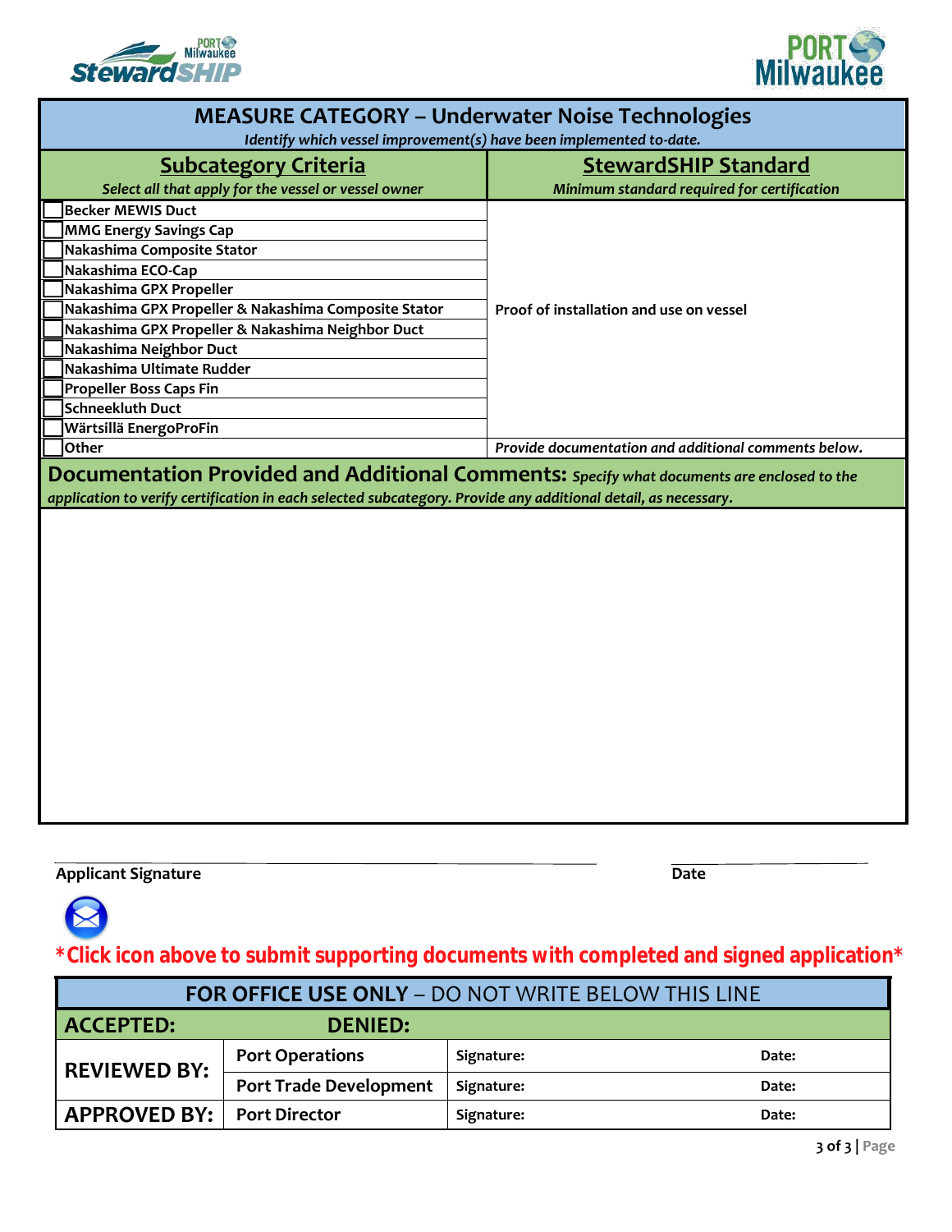| MEASURE CATEGORY – Underwater Noise Technologies *Identify which vessel improvement(s) have been implemented to-date.* | |
|---|---|
| **Subcategory Criteria** *Select all that apply for the vessel or vessel owner* | **StewardSHIP Standard** *Minimum standard required for certification* |
| ☐ Becker MEWIS Duct | Proof of installation and use on vessel |
| ☐ MMG Energy Savings Cap | |
| ☐ Nakashima Composite Stator | |
| ☐ Nakashima ECO-Cap | |
| ☐ Nakashima GPX Propeller | |
| ☐ Nakashima GPX Propeller & Nakashima Composite Stator | |
| ☐ Nakashima GPX Propeller & Nakashima Neighbor Duct | |
| ☐ Nakashima Neighbor Duct | |
| ☐ Nakashima Ultimate Rudder | |
| ☐ Propeller Boss Caps Fin | |
| ☐ Schneekluth Duct | |
| ☐ Wärtsillä EnergoProFin | |
| ☐ Other | *Provide documentation and additional comments below.* |

**Documentation Provided and Additional Comments:** *Specify what documents are enclosed to the application to verify certification in each selected subcategory. Provide any additional detail, as necessary.*

**Applicant Signature** **Date**

***Click icon above to submit supporting documents with completed and signed application***

| FOR OFFICE USE ONLY – DO NOT WRITE BELOW THIS LINE | | | |
|---|---|---|---|
| **ACCEPTED:** | **DENIED:** | | |
| **REVIEWED BY:** | Port Operations | Signature: | Date: |
| | Port Trade Development | Signature: | Date: |
| **APPROVED BY:** | Port Director | Signature: | Date: |